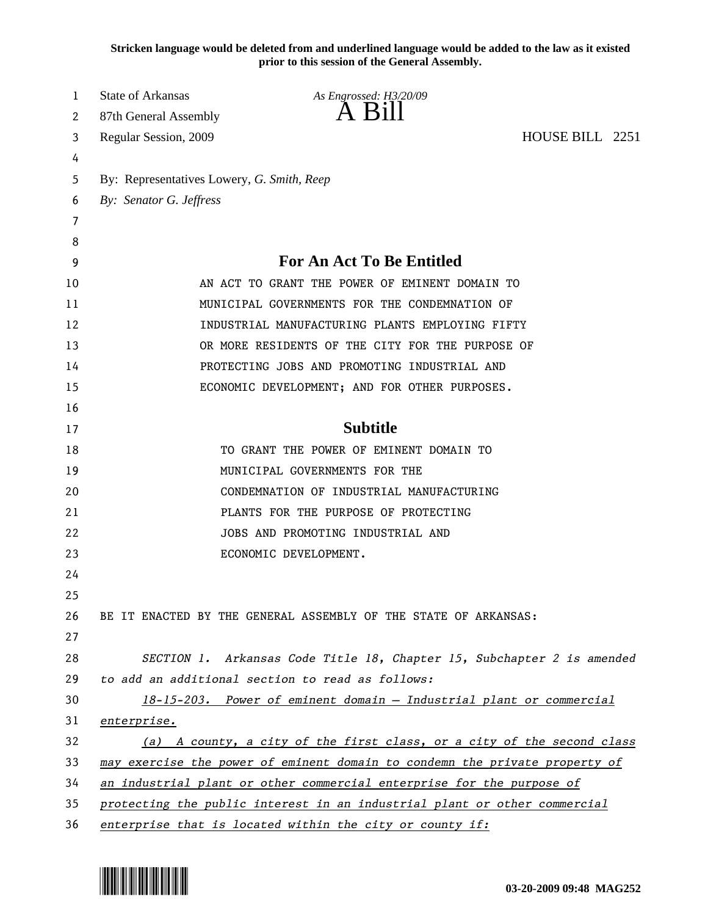**Stricken language would be deleted from and underlined language would be added to the law as it existed prior to this session of the General Assembly.**

State of Arkansas *As Engrossed: H3/20/09*
87th General Assembly **A Bill**
Regular Session, 2009 HOUSE BILL 2251

By: Representatives Lowery, *G. Smith, Reep*
*By: Senator G. Jeffress*

## For An Act To Be Entitled

AN ACT TO GRANT THE POWER OF EMINENT DOMAIN TO MUNICIPAL GOVERNMENTS FOR THE CONDEMNATION OF INDUSTRIAL MANUFACTURING PLANTS EMPLOYING FIFTY OR MORE RESIDENTS OF THE CITY FOR THE PURPOSE OF PROTECTING JOBS AND PROMOTING INDUSTRIAL AND ECONOMIC DEVELOPMENT; AND FOR OTHER PURPOSES.

## Subtitle

TO GRANT THE POWER OF EMINENT DOMAIN TO MUNICIPAL GOVERNMENTS FOR THE CONDEMNATION OF INDUSTRIAL MANUFACTURING PLANTS FOR THE PURPOSE OF PROTECTING JOBS AND PROMOTING INDUSTRIAL AND ECONOMIC DEVELOPMENT.

BE IT ENACTED BY THE GENERAL ASSEMBLY OF THE STATE OF ARKANSAS:

*SECTION 1. Arkansas Code Title 18, Chapter 15, Subchapter 2 is amended to add an additional section to read as follows:*

*18-15-203. Power of eminent domain — Industrial plant or commercial enterprise.*

*(a) A county, a city of the first class, or a city of the second class may exercise the power of eminent domain to condemn the private property of an industrial plant or other commercial enterprise for the purpose of protecting the public interest in an industrial plant or other commercial enterprise that is located within the city or county if:*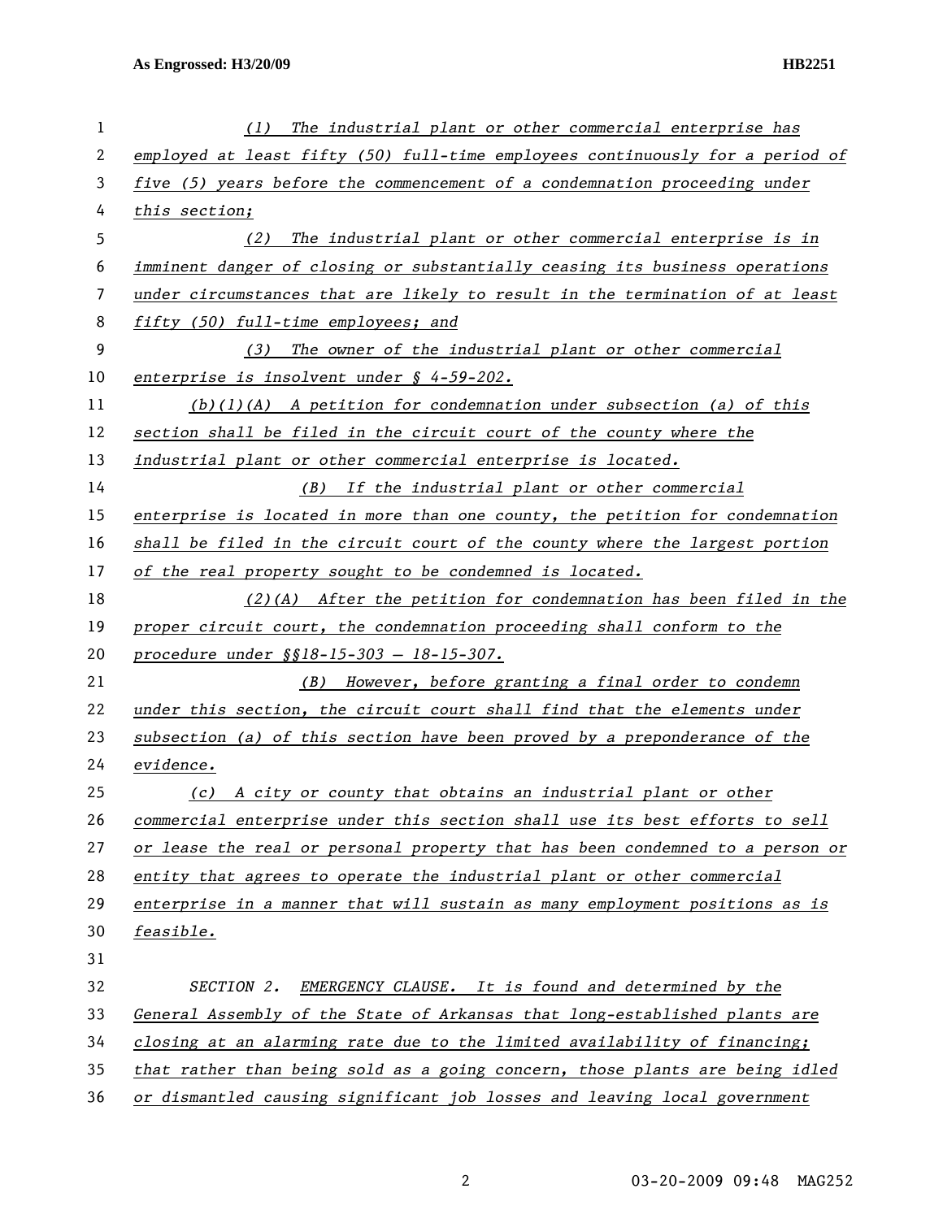(1) The industrial plant or other commercial enterprise has employed at least fifty (50) full-time employees continuously for a period of five (5) years before the commencement of a condemnation proceeding under this section;

(2) The industrial plant or other commercial enterprise is in imminent danger of closing or substantially ceasing its business operations under circumstances that are likely to result in the termination of at least fifty (50) full-time employees; and

(3) The owner of the industrial plant or other commercial enterprise is insolvent under § 4-59-202.

(b)(1)(A) A petition for condemnation under subsection (a) of this section shall be filed in the circuit court of the county where the industrial plant or other commercial enterprise is located.

(B) If the industrial plant or other commercial enterprise is located in more than one county, the petition for condemnation shall be filed in the circuit court of the county where the largest portion of the real property sought to be condemned is located.

(2)(A) After the petition for condemnation has been filed in the proper circuit court, the condemnation proceeding shall conform to the procedure under §§18-15-303 — 18-15-307.

(B) However, before granting a final order to condemn under this section, the circuit court shall find that the elements under subsection (a) of this section have been proved by a preponderance of the evidence.

(c) A city or county that obtains an industrial plant or other commercial enterprise under this section shall use its best efforts to sell or lease the real or personal property that has been condemned to a person or entity that agrees to operate the industrial plant or other commercial enterprise in a manner that will sustain as many employment positions as is feasible.

SECTION 2. EMERGENCY CLAUSE. It is found and determined by the General Assembly of the State of Arkansas that long-established plants are closing at an alarming rate due to the limited availability of financing; that rather than being sold as a going concern, those plants are being idled or dismantled causing significant job losses and leaving local government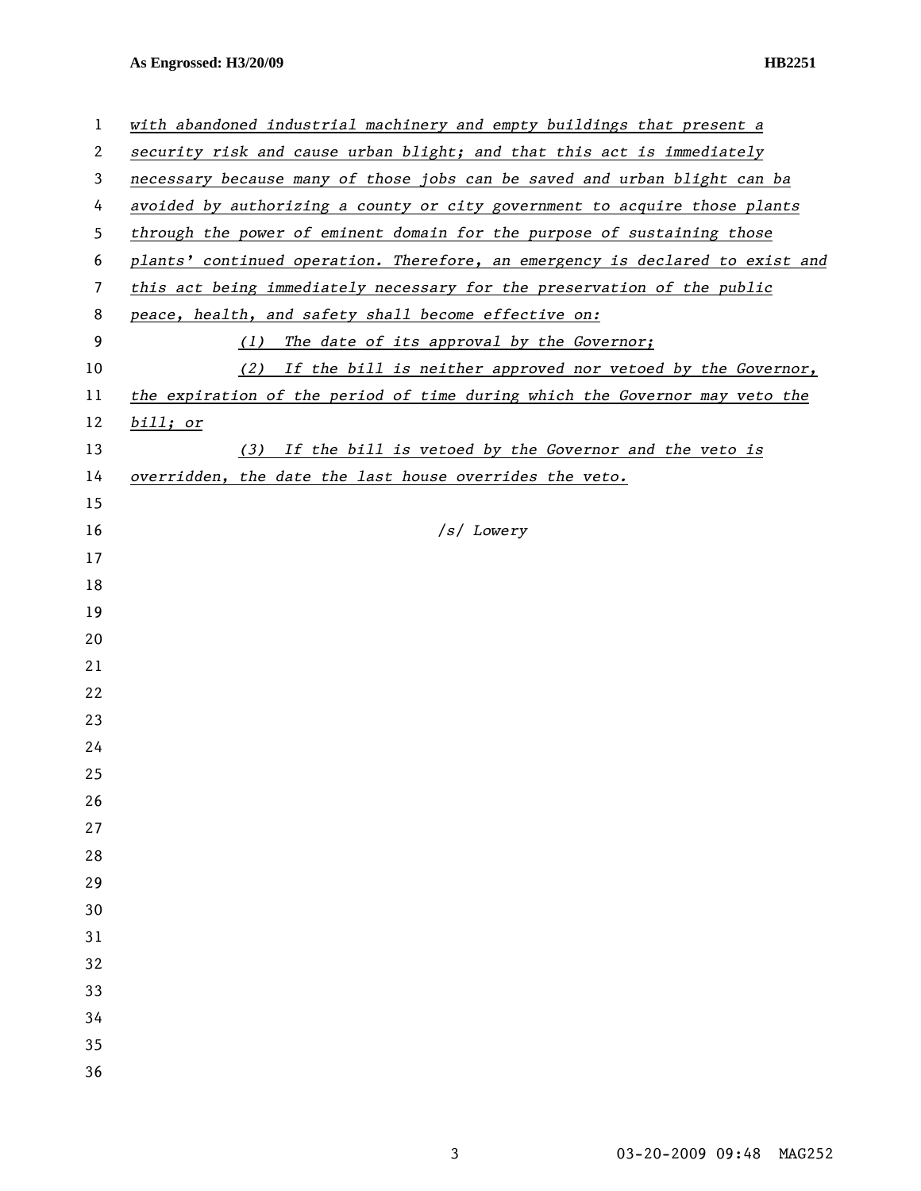*with abandoned industrial machinery and empty buildings that present a security risk and cause urban blight; and that this act is immediately necessary because many of those jobs can be saved and urban blight can ba avoided by authorizing a county or city government to acquire those plants through the power of eminent domain for the purpose of sustaining those plants' continued operation. Therefore, an emergency is declared to exist and this act being immediately necessary for the preservation of the public peace, health, and safety shall become effective on:*

*(1) The date of its approval by the Governor;*

*(2) If the bill is neither approved nor vetoed by the Governor, the expiration of the period of time during which the Governor may veto the bill; or*

*(3) If the bill is vetoed by the Governor and the veto is overridden, the date the last house overrides the veto.*

/s/ Lowery

03-20-2009 09:48 MAG252